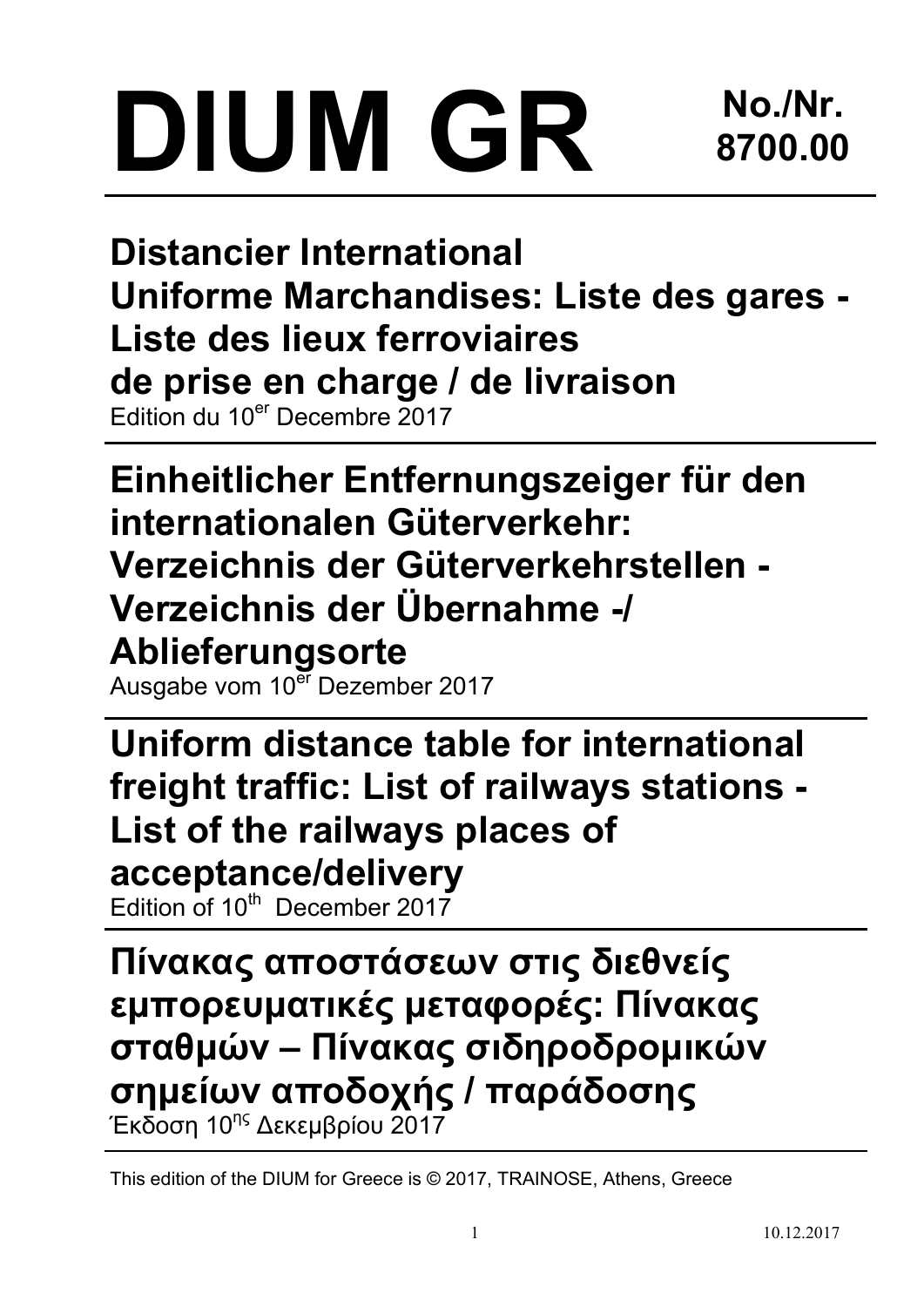# DIUM GR

**No./Nr. 8700.00**

## Distancier International Uniforme Marchandises: Liste des gares - Liste des lieux ferroviaires de prise en charge / de livraison

Edition du 10er Decembre 2017

## Einheitlicher Entfernungszeiger für den internationalen Güterverkehr: Verzeichnis der Güterverkehrstellen - Verzeichnis der Übernahme -/ Ablieferungsorte

Ausgabe vom 10er Dezember 2017

## Uniform distance table for international freight traffic: List of railways stations - List of the railways places of acceptance/delivery

Edition of 10th December 2017

## Πίνακας αποστάσεων στις διεθνείς εμπορευματικές μεταφορές: Πίνακας σταθμών – Πίνακας σιδηροδρομικών σημείων αποδοχής / παράδοσης

Έκδοση 10ης Δεκεμβρίου 2017

This edition of the DIUM for Greece is © 2017, TRAINOSE, Athens, Greece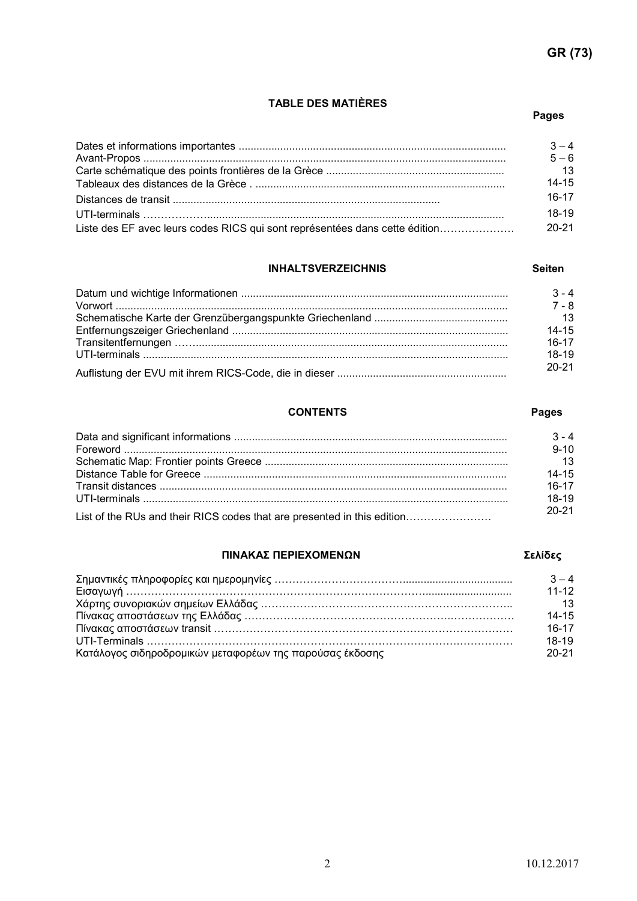## TABLE DES MATIÈRES

| | Pages |
|---|---|
| Dates et informations importantes | 3 – 4 |
| Avant-Propos | 5 – 6 |
| Carte schématique des points frontières de la Grèce | 13 |
| Tableaux des distances de la Grèce . | 14-15 |
| Distances de transit | 16-17 |
| UTI-terminals | 18-19 |
| Liste des EF avec leurs codes RICS qui sont représentées dans cette édition | 20-21 |

## INHALTSVERZEICHNIS

| | Seiten |
|---|---|
| Datum und wichtige Informationen | 3 - 4 |
| Vorwort | 7 - 8 |
| Schematische Karte der Grenzübergangspunkte Griechenland | 13 |
| Entfernungszeiger Griechenland | 14-15 |
| Transitentfernungen | 16-17 |
| UTI-terminals | 18-19 |
| Auflistung der EVU mit ihrem RICS-Code, die in dieser | 20-21 |

## CONTENTS

| | Pages |
|---|---|
| Data and significant informations | 3 - 4 |
| Foreword | 9-10 |
| Schematic Map: Frontier points Greece | 13 |
| Distance Table for Greece | 14-15 |
| Transit distances | 16-17 |
| UTI-terminals | 18-19 |
| List of the RUs and their RICS codes that are presented in this edition | 20-21 |

## ΠΙΝΑΚΑΣ ΠΕΡΙΕΧΟΜΕΝΩΝ

| | Σελίδες |
|---|---|
| Σημαντικές πληροφορίες και ημερομηνίες | 3 – 4 |
| Εισαγωγή | 11-12 |
| Χάρτης συνοριακών σημείων Ελλάδας | 13 |
| Πίνακας αποστάσεων της Ελλάδας | 14-15 |
| Πίνακας αποστάσεων transit | 16-17 |
| UTI-Terminals | 18-19 |
| Κατάλογος σιδηροδρομικών μεταφορέων της παρούσας έκδοσης | 20-21 |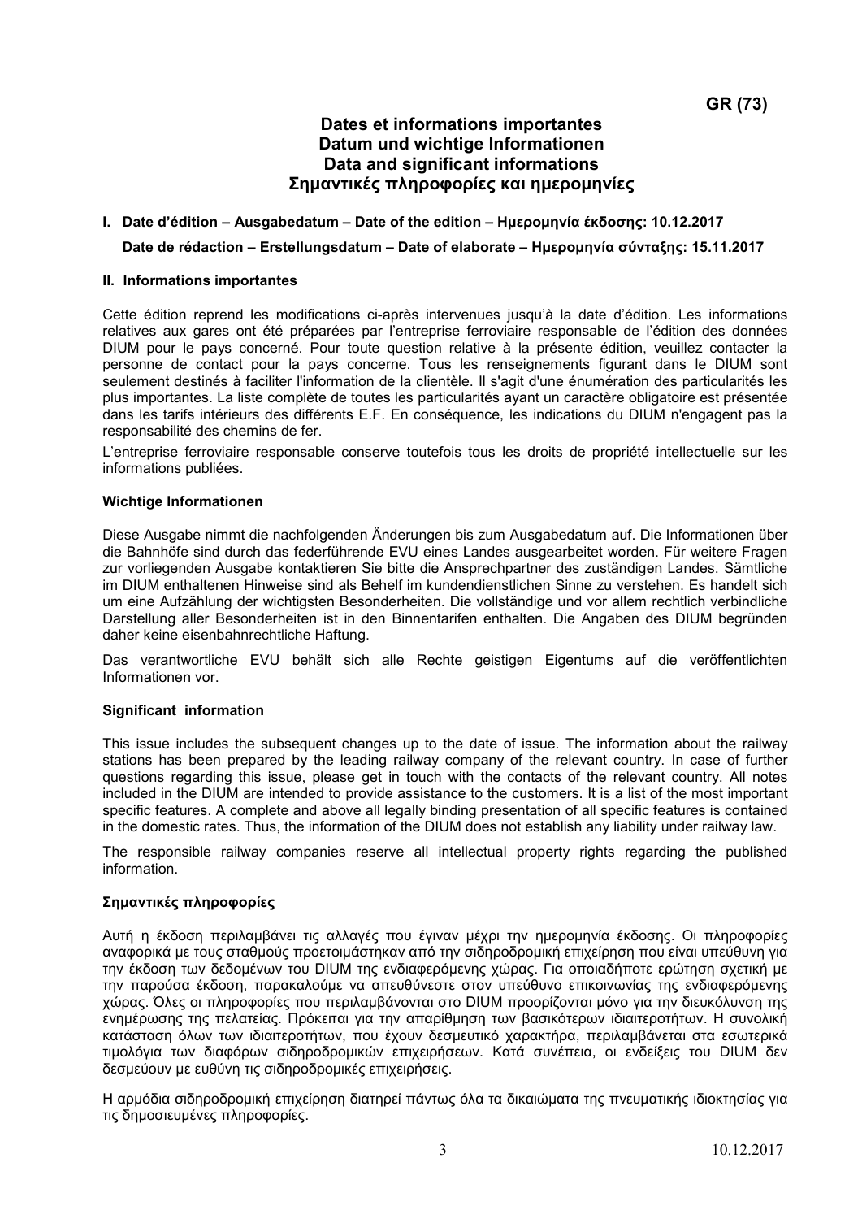GR (73)

# Dates et informations importantes
# Datum und wichtige Informationen
# Data and significant informations
# Σημαντικές πληροφορίες και ημερομηνίες

**I. Date d'édition – Ausgabedatum – Date of the edition – Ημερομηνία έκδοσης: 10.12.2017**

**Date de rédaction – Erstellungsdatum – Date of elaborate – Ημερομηνία σύνταξης: 15.11.2017**

**II. Informations importantes**

Cette édition reprend les modifications ci-après intervenues jusqu'à la date d'édition. Les informations relatives aux gares ont été préparées par l'entreprise ferroviaire responsable de l'édition des données DIUM pour le pays concerné. Pour toute question relative à la présente édition, veuillez contacter la personne de contact pour la pays concerne. Tous les renseignements figurant dans le DIUM sont seulement destinés à faciliter l'information de la clientèle. Il s'agit d'une énumération des particularités les plus importantes. La liste complète de toutes les particularités ayant un caractère obligatoire est présentée dans les tarifs intérieurs des différents E.F. En conséquence, les indications du DIUM n'engagent pas la responsabilité des chemins de fer.

L'entreprise ferroviaire responsable conserve toutefois tous les droits de propriété intellectuelle sur les informations publiées.

**Wichtige Informationen**

Diese Ausgabe nimmt die nachfolgenden Änderungen bis zum Ausgabedatum auf. Die Informationen über die Bahnhöfe sind durch das federführende EVU eines Landes ausgearbeitet worden. Für weitere Fragen zur vorliegenden Ausgabe kontaktieren Sie bitte die Ansprechpartner des zuständigen Landes. Sämtliche im DIUM enthaltenen Hinweise sind als Behelf im kundendienstlichen Sinne zu verstehen. Es handelt sich um eine Aufzählung der wichtigsten Besonderheiten. Die vollständige und vor allem rechtlich verbindliche Darstellung aller Besonderheiten ist in den Binnentarifen enthalten. Die Angaben des DIUM begründen daher keine eisenbahnrechtliche Haftung.

Das verantwortliche EVU behält sich alle Rechte geistigen Eigentums auf die veröffentlichten Informationen vor.

**Significant information**

This issue includes the subsequent changes up to the date of issue. The information about the railway stations has been prepared by the leading railway company of the relevant country. In case of further questions regarding this issue, please get in touch with the contacts of the relevant country. All notes included in the DIUM are intended to provide assistance to the customers. It is a list of the most important specific features. A complete and above all legally binding presentation of all specific features is contained in the domestic rates. Thus, the information of the DIUM does not establish any liability under railway law.

The responsible railway companies reserve all intellectual property rights regarding the published information.

**Σημαντικές πληροφορίες**

Αυτή η έκδοση περιλαμβάνει τις αλλαγές που έγιναν μέχρι την ημερομηνία έκδοσης. Οι πληροφορίες αναφορικά με τους σταθμούς προετοιμάστηκαν από την σιδηροδρομική επιχείρηση που είναι υπεύθυνη για την έκδοση των δεδομένων του DIUM της ενδιαφερόμενης χώρας. Για οποιαδήποτε ερώτηση σχετική με την παρούσα έκδοση, παρακαλούμε να απευθύνεστε στον υπεύθυνο επικοινωνίας της ενδιαφερόμενης χώρας. Όλες οι πληροφορίες που περιλαμβάνονται στο DIUM προορίζονται μόνο για την διευκόλυνση της ενημέρωσης της πελατείας. Πρόκειται για την απαρίθμηση των βασικότερων ιδιαιτεροτήτων. Η συνολική κατάσταση όλων των ιδιαιτεροτήτων, που έχουν δεσμευτικό χαρακτήρα, περιλαμβάνεται στα εσωτερικά τιμολόγια των διαφόρων σιδηροδρομικών επιχειρήσεων. Κατά συνέπεια, οι ενδείξεις του DIUM δεν δεσμεύουν με ευθύνη τις σιδηροδρομικές επιχειρήσεις.

Η αρμόδια σιδηροδρομική επιχείρηση διατηρεί πάντως όλα τα δικαιώματα της πνευματικής ιδιοκτησίας για τις δημοσιευμένες πληροφορίες.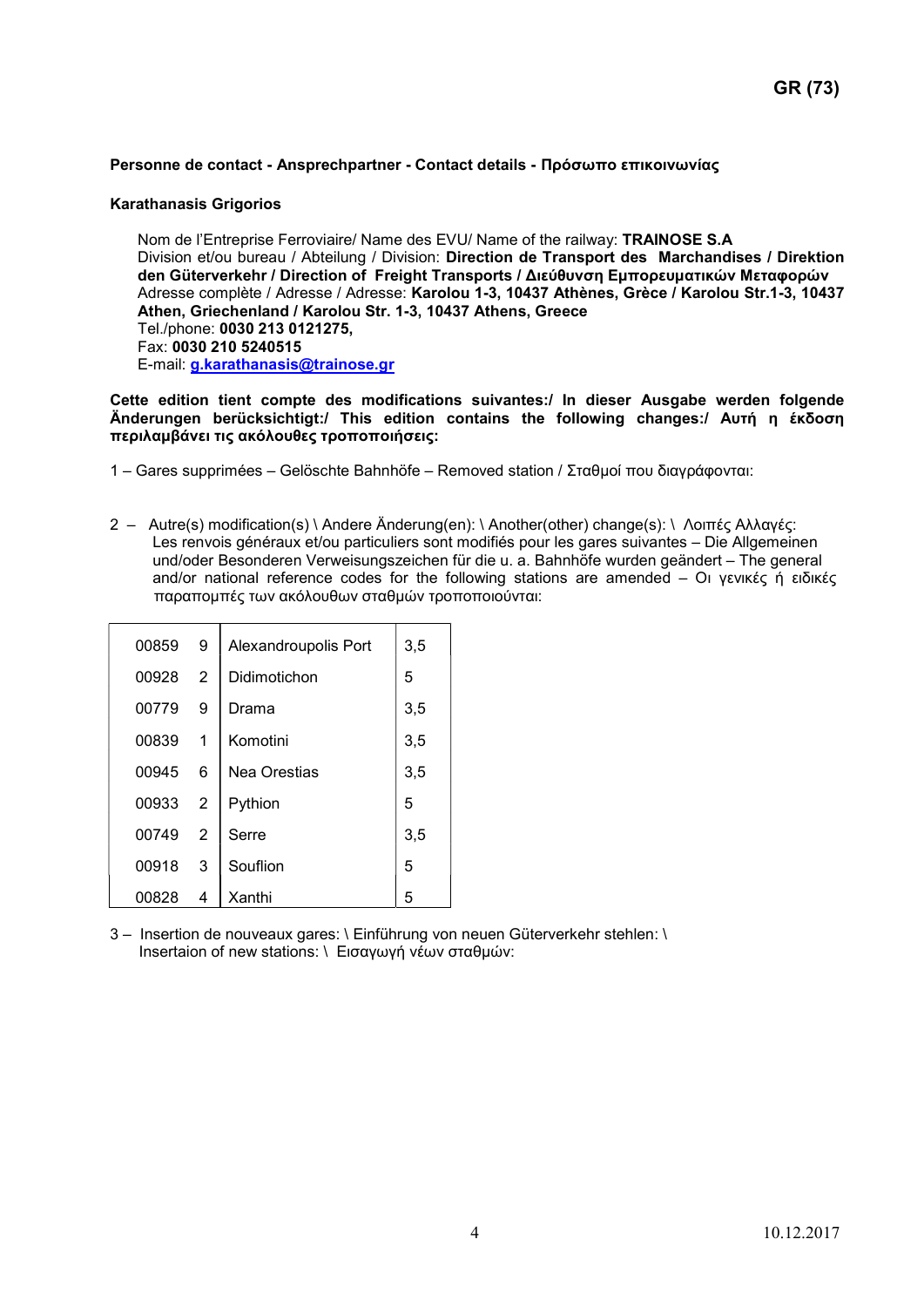**Personne de contact - Ansprechpartner - Contact details - Πρόσωπο επικοινωνίας**

**Karathanasis Grigorios**

Nom de l'Entreprise Ferroviaire/ Name des EVU/ Name of the railway: **TRAINOSE S.A**
Division et/ou bureau / Abteilung / Division: **Direction de Transport des Marchandises / Direktion den Güterverkehr / Direction of Freight Transports / Διεύθυνση Εμπορευματικών Μεταφορών**
Adresse complète / Adresse / Adresse: **Karolou 1-3, 10437 Athènes, Grèce / Karolou Str.1-3, 10437 Athen, Griechenland / Karolou Str. 1-3, 10437 Athens, Greece**
Tel./phone: **0030 213 0121275,**
Fax: **0030 210 5240515**
E-mail: **g.karathanasis@trainose.gr**

**Cette edition tient compte des modifications suivantes:/ In dieser Ausgabe werden folgende Änderungen berücksichtigt:/ This edition contains the following changes:/ Αυτή η έκδοση περιλαμβάνει τις ακόλουθες τροποποιήσεις:**

1 – Gares supprimées – Gelöschte Bahnhöfe – Removed station / Σταθμοί που διαγράφονται:

2 – Autre(s) modification(s) \ Andere Änderung(en): \ Another(other) change(s): \ Λοιπές Αλλαγές:
Les renvois généraux et/ou particuliers sont modifiés pour les gares suivantes – Die Allgemeinen und/oder Besonderen Verweisungszeichen für die u. a. Bahnhöfe wurden geändert – The general and/or national reference codes for the following stations are amended – Οι γενικές ή ειδικές παραπομπές των ακόλουθων σταθμών τροποποιούνται:

| | | | |
|---|---|---|---|
| 00859 | 9 | Alexandroupolis Port | 3,5 |
| 00928 | 2 | Didimotichon | 5 |
| 00779 | 9 | Drama | 3,5 |
| 00839 | 1 | Komotini | 3,5 |
| 00945 | 6 | Nea Orestias | 3,5 |
| 00933 | 2 | Pythion | 5 |
| 00749 | 2 | Serre | 3,5 |
| 00918 | 3 | Souflion | 5 |
| 00828 | 4 | Xanthi | 5 |

3 – Insertion de nouveaux gares: \ Einführung von neuen Güterverkehr stehlen: \
Insertaion of new stations: \ Εισαγωγή νέων σταθμών: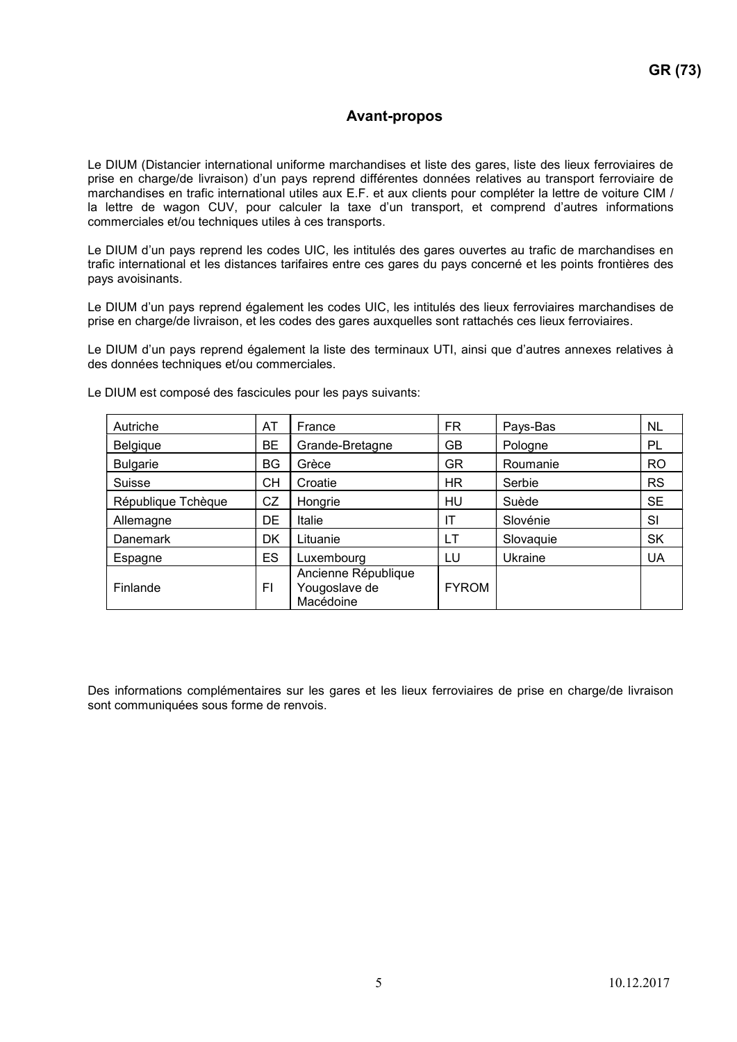# Avant-propos

Le DIUM (Distancier international uniforme marchandises et liste des gares, liste des lieux ferroviaires de prise en charge/de livraison) d'un pays reprend différentes données relatives au transport ferroviaire de marchandises en trafic international utiles aux E.F. et aux clients pour compléter la lettre de voiture CIM / la lettre de wagon CUV, pour calculer la taxe d'un transport, et comprend d'autres informations commerciales et/ou techniques utiles à ces transports.

Le DIUM d'un pays reprend les codes UIC, les intitulés des gares ouvertes au trafic de marchandises en trafic international et les distances tarifaires entre ces gares du pays concerné et les points frontières des pays avoisinants.

Le DIUM d'un pays reprend également les codes UIC, les intitulés des lieux ferroviaires marchandises de prise en charge/de livraison, et les codes des gares auxquelles sont rattachés ces lieux ferroviaires.

Le DIUM d'un pays reprend également la liste des terminaux UTI, ainsi que d'autres annexes relatives à des données techniques et/ou commerciales.

Le DIUM est composé des fascicules pour les pays suivants:

| | | | | | |
|---|---|---|---|---|---|
| Autriche | AT | France | FR | Pays-Bas | NL |
| Belgique | BE | Grande-Bretagne | GB | Pologne | PL |
| Bulgarie | BG | Grèce | GR | Roumanie | RO |
| Suisse | CH | Croatie | HR | Serbie | RS |
| République Tchèque | CZ | Hongrie | HU | Suède | SE |
| Allemagne | DE | Italie | IT | Slovénie | SI |
| Danemark | DK | Lituanie | LT | Slovaquie | SK |
| Espagne | ES | Luxembourg | LU | Ukraine | UA |
| Finlande | FI | Ancienne République Yougoslave de Macédoine | FYROM | | |

Des informations complémentaires sur les gares et les lieux ferroviaires de prise en charge/de livraison sont communiquées sous forme de renvois.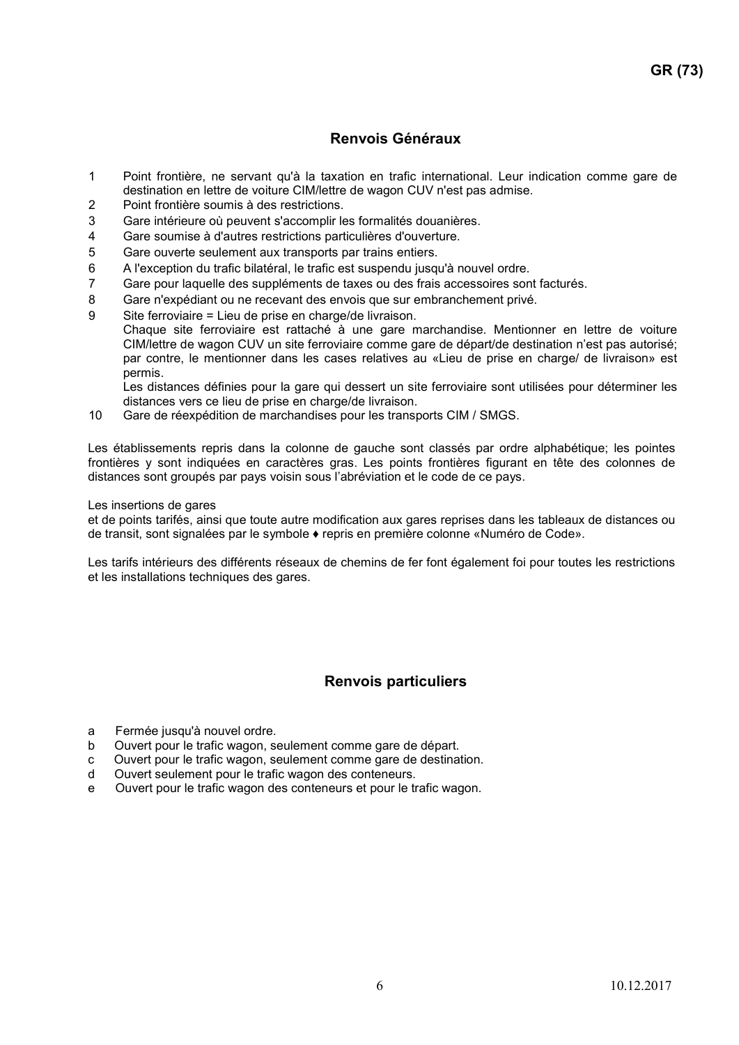## Renvois Généraux

1 Point frontière, ne servant qu'à la taxation en trafic international. Leur indication comme gare de destination en lettre de voiture CIM/lettre de wagon CUV n'est pas admise.
2 Point frontière soumis à des restrictions.
3 Gare intérieure où peuvent s'accomplir les formalités douanières.
4 Gare soumise à d'autres restrictions particulières d'ouverture.
5 Gare ouverte seulement aux transports par trains entiers.
6 A l'exception du trafic bilatéral, le trafic est suspendu jusqu'à nouvel ordre.
7 Gare pour laquelle des suppléments de taxes ou des frais accessoires sont facturés.
8 Gare n'expédiant ou ne recevant des envois que sur embranchement privé.
9 Site ferroviaire = Lieu de prise en charge/de livraison.
Chaque site ferroviaire est rattaché à une gare marchandise. Mentionner en lettre de voiture CIM/lettre de wagon CUV un site ferroviaire comme gare de départ/de destination n'est pas autorisé; par contre, le mentionner dans les cases relatives au «Lieu de prise en charge/ de livraison» est permis.
Les distances définies pour la gare qui dessert un site ferroviaire sont utilisées pour déterminer les distances vers ce lieu de prise en charge/de livraison.
10 Gare de réexpédition de marchandises pour les transports CIM / SMGS.

Les établissements repris dans la colonne de gauche sont classés par ordre alphabétique; les pointes frontières y sont indiquées en caractères gras. Les points frontières figurant en tête des colonnes de distances sont groupés par pays voisin sous l'abréviation et le code de ce pays.

Les insertions de gares
et de points tarifés, ainsi que toute autre modification aux gares reprises dans les tableaux de distances ou de transit, sont signalées par le symbole ♦ repris en première colonne «Numéro de Code».

Les tarifs intérieurs des différents réseaux de chemins de fer font également foi pour toutes les restrictions et les installations techniques des gares.

## Renvois particuliers

a Fermée jusqu'à nouvel ordre.
b Ouvert pour le trafic wagon, seulement comme gare de départ.
c Ouvert pour le trafic wagon, seulement comme gare de destination.
d Ouvert seulement pour le trafic wagon des conteneurs.
e Ouvert pour le trafic wagon des conteneurs et pour le trafic wagon.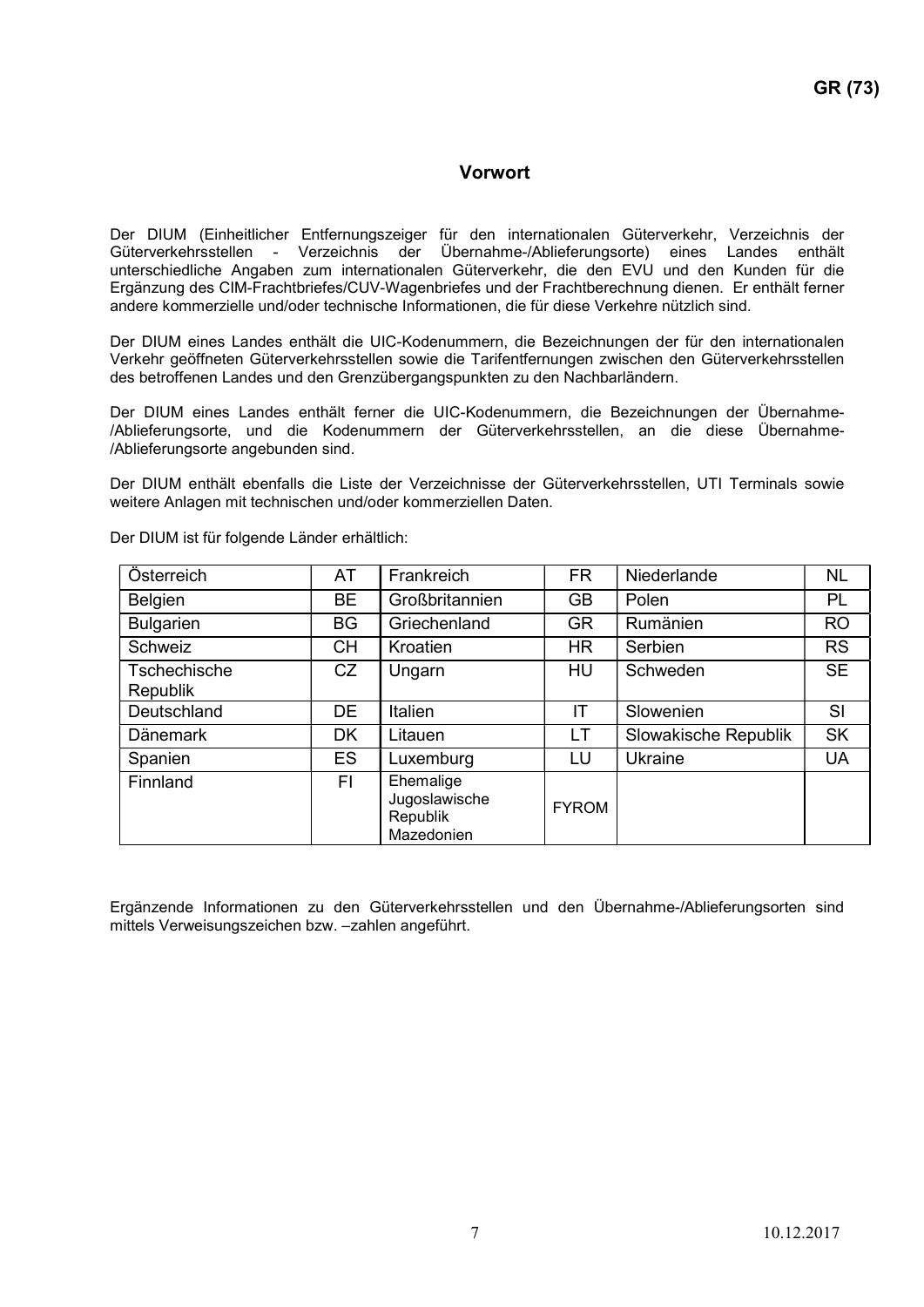## Vorwort

Der DIUM (Einheitlicher Entfernungszeiger für den internationalen Güterverkehr, Verzeichnis der Güterverkehrsstellen - Verzeichnis der Übernahme-/Ablieferungsorte) eines Landes enthält unterschiedliche Angaben zum internationalen Güterverkehr, die den EVU und den Kunden für die Ergänzung des CIM-Frachtbriefes/CUV-Wagenbriefes und der Frachtberechnung dienen. Er enthält ferner andere kommerzielle und/oder technische Informationen, die für diese Verkehre nützlich sind.

Der DIUM eines Landes enthält die UIC-Kodenummern, die Bezeichnungen der für den internationalen Verkehr geöffneten Güterverkehrsstellen sowie die Tarifentfernungen zwischen den Güterverkehrsstellen des betroffenen Landes und den Grenzübergangspunkten zu den Nachbarländern.

Der DIUM eines Landes enthält ferner die UIC-Kodenummern, die Bezeichnungen der Übernahme-/Ablieferungsorte, und die Kodenummern der Güterverkehrsstellen, an die diese Übernahme-/Ablieferungsorte angebunden sind.

Der DIUM enthält ebenfalls die Liste der Verzeichnisse der Güterverkehrsstellen, UTI Terminals sowie weitere Anlagen mit technischen und/oder kommerziellen Daten.

Der DIUM ist für folgende Länder erhältlich:

| | | | | | |
|---|---|---|---|---|---|
| Österreich | AT | Frankreich | FR | Niederlande | NL |
| Belgien | BE | Großbritannien | GB | Polen | PL |
| Bulgarien | BG | Griechenland | GR | Rumänien | RO |
| Schweiz | CH | Kroatien | HR | Serbien | RS |
| Tschechische Republik | CZ | Ungarn | HU | Schweden | SE |
| Deutschland | DE | Italien | IT | Slowenien | SI |
| Dänemark | DK | Litauen | LT | Slowakische Republik | SK |
| Spanien | ES | Luxemburg | LU | Ukraine | UA |
| Finnland | FI | Ehemalige Jugoslawische Republik Mazedonien | FYROM | | |

Ergänzende Informationen zu den Güterverkehrsstellen und den Übernahme-/Ablieferungsorten sind mittels Verweisungszeichen bzw. –zahlen angeführt.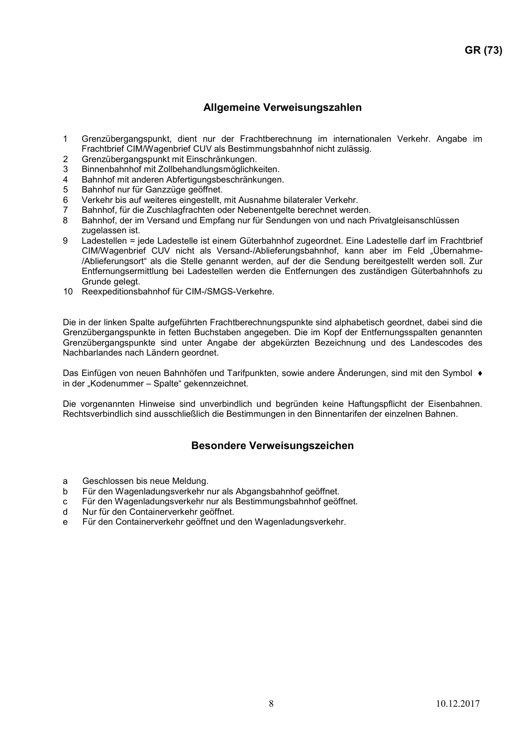## Allgemeine Verweisungszahlen

1 Grenzübergangspunkt, dient nur der Frachtberechnung im internationalen Verkehr. Angabe im Frachtbrief CIM/Wagenbrief CUV als Bestimmungsbahnhof nicht zulässig.
2 Grenzübergangspunkt mit Einschränkungen.
3 Binnenbahnhof mit Zollbehandlungsmöglichkeiten.
4 Bahnhof mit anderen Abfertigungsbeschränkungen.
5 Bahnhof nur für Ganzzüge geöffnet.
6 Verkehr bis auf weiteres eingestellt, mit Ausnahme bilateraler Verkehr.
7 Bahnhof, für die Zuschlagfrachten oder Nebenentgelte berechnet werden.
8 Bahnhof, der im Versand und Empfang nur für Sendungen von und nach Privatgleisanschlüssen zugelassen ist.
9 Ladestellen = jede Ladestelle ist einem Güterbahnhof zugeordnet. Eine Ladestelle darf im Frachtbrief CIM/Wagenbrief CUV nicht als Versand-/Ablieferungsbahnhof, kann aber im Feld „Übernahme-/Ablieferungsort" als die Stelle genannt werden, auf der die Sendung bereitgestellt werden soll. Zur Entfernungsermittlung bei Ladestellen werden die Entfernungen des zuständigen Güterbahnhofs zu Grunde gelegt.
10 Reexpeditionsbahnhof für CIM-/SMGS-Verkehre.

Die in der linken Spalte aufgeführten Frachtberechnungspunkte sind alphabetisch geordnet, dabei sind die Grenzübergangspunkte in fetten Buchstaben angegeben. Die im Kopf der Entfernungsspalten genannten Grenzübergangspunkte sind unter Angabe der abgekürzten Bezeichnung und des Landescodes des Nachbarlandes nach Ländern geordnet.

Das Einfügen von neuen Bahnhöfen und Tarifpunkten, sowie andere Änderungen, sind mit den Symbol ♦ in der „Kodenummer – Spalte" gekennzeichnet.

Die vorgenannten Hinweise sind unverbindlich und begründen keine Haftungspflicht der Eisenbahnen. Rechtsverbindlich sind ausschließlich die Bestimmungen in den Binnentarifen der einzelnen Bahnen.

## Besondere Verweisungszeichen

a Geschlossen bis neue Meldung.
b Für den Wagenladungsverkehr nur als Abgangsbahnhof geöffnet.
c Für den Wagenladungsverkehr nur als Bestimmungsbahnhof geöffnet.
d Nur für den Containerverkehr geöffnet.
e Für den Containerverkehr geöffnet und den Wagenladungsverkehr.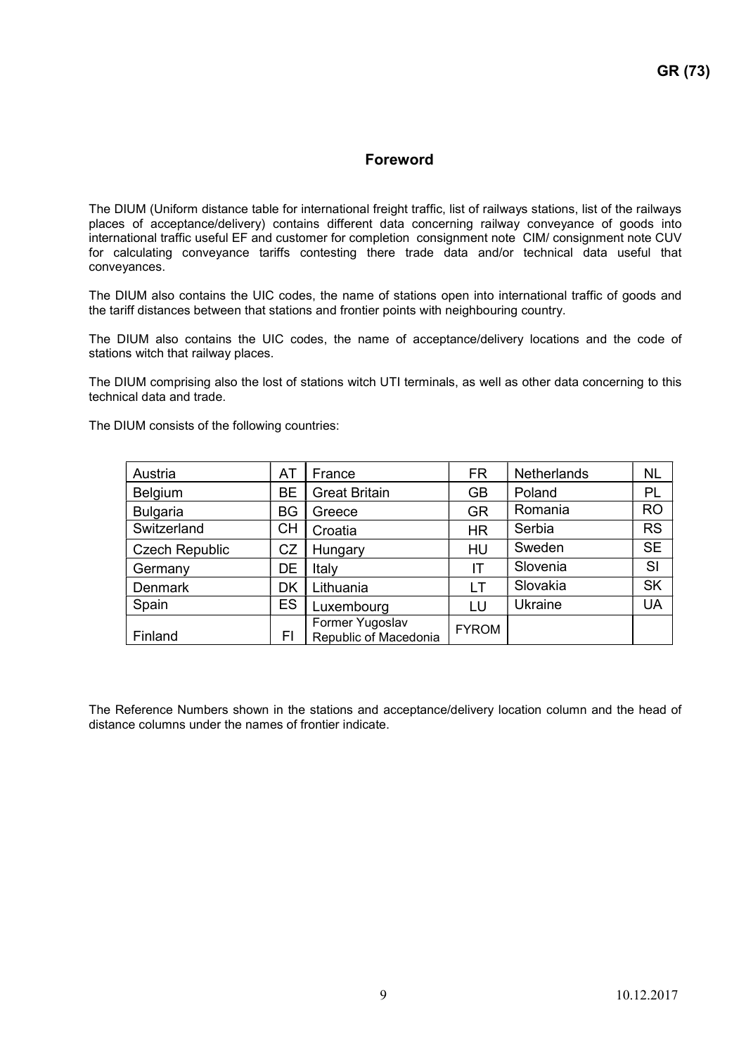## Foreword

The DIUM (Uniform distance table for international freight traffic, list of railways stations, list of the railways places of acceptance/delivery) contains different data concerning railway conveyance of goods into international traffic useful EF and customer for completion consignment note CIM/ consignment note CUV for calculating conveyance tariffs contesting there trade data and/or technical data useful that conveyances.

The DIUM also contains the UIC codes, the name of stations open into international traffic of goods and the tariff distances between that stations and frontier points with neighbouring country.

The DIUM also contains the UIC codes, the name of acceptance/delivery locations and the code of stations witch that railway places.

The DIUM comprising also the lost of stations witch UTI terminals, as well as other data concerning to this technical data and trade.

The DIUM consists of the following countries:

| | | | | | |
|---|---|---|---|---|---|
| Austria | AT | France | FR | Netherlands | NL |
| Belgium | BE | Great Britain | GB | Poland | PL |
| Bulgaria | BG | Greece | GR | Romania | RO |
| Switzerland | CH | Croatia | HR | Serbia | RS |
| Czech Republic | CZ | Hungary | HU | Sweden | SE |
| Germany | DE | Italy | IT | Slovenia | SI |
| Denmark | DK | Lithuania | LT | Slovakia | SK |
| Spain | ES | Luxembourg | LU | Ukraine | UA |
| Finland | FI | Former Yugoslav Republic of Macedonia | FYROM | | |

The Reference Numbers shown in the stations and acceptance/delivery location column and the head of distance columns under the names of frontier indicate.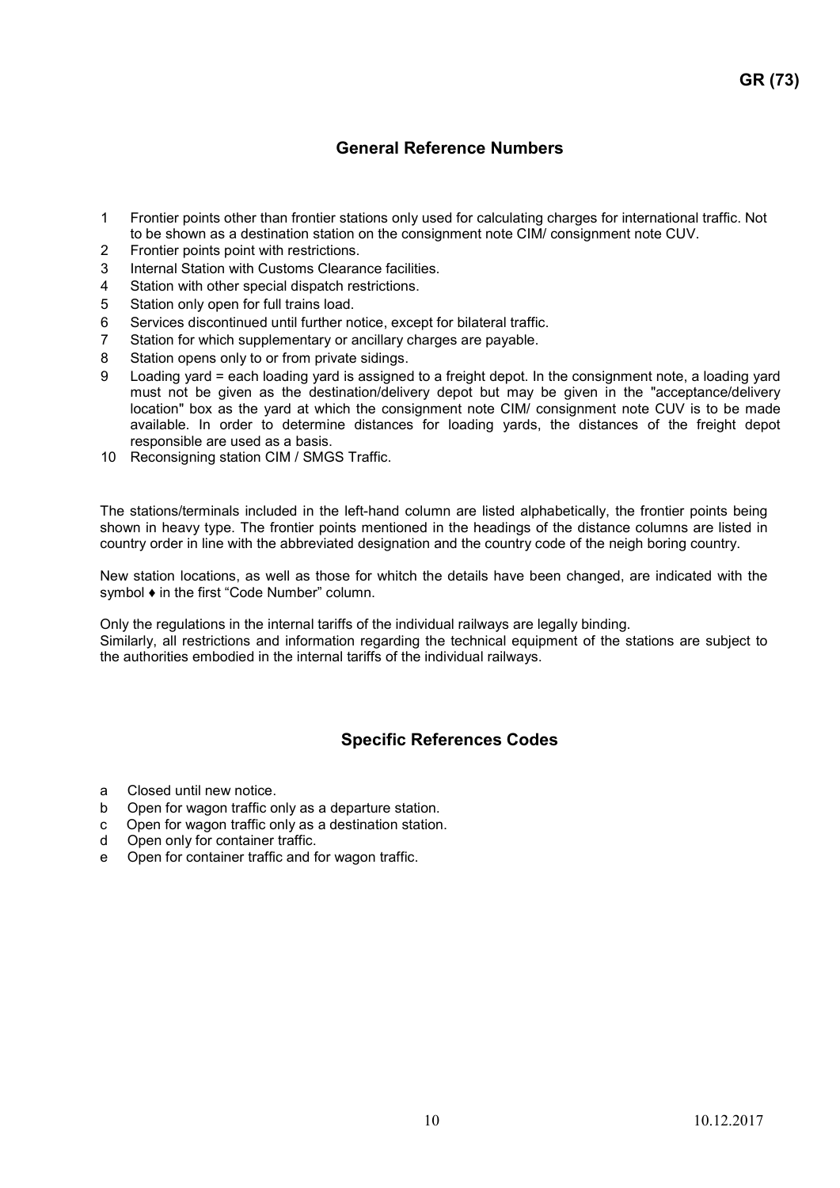## General Reference Numbers

1 Frontier points other than frontier stations only used for calculating charges for international traffic. Not to be shown as a destination station on the consignment note CIM/ consignment note CUV.
2 Frontier points point with restrictions.
3 Internal Station with Customs Clearance facilities.
4 Station with other special dispatch restrictions.
5 Station only open for full trains load.
6 Services discontinued until further notice, except for bilateral traffic.
7 Station for which supplementary or ancillary charges are payable.
8 Station opens only to or from private sidings.
9 Loading yard = each loading yard is assigned to a freight depot. In the consignment note, a loading yard must not be given as the destination/delivery depot but may be given in the "acceptance/delivery location" box as the yard at which the consignment note CIM/ consignment note CUV is to be made available. In order to determine distances for loading yards, the distances of the freight depot responsible are used as a basis.
10 Reconsigning station CIM / SMGS Traffic.

The stations/terminals included in the left-hand column are listed alphabetically, the frontier points being shown in heavy type. The frontier points mentioned in the headings of the distance columns are listed in country order in line with the abbreviated designation and the country code of the neigh boring country.

New station locations, as well as those for whitch the details have been changed, are indicated with the symbol ♦ in the first "Code Number" column.

Only the regulations in the internal tariffs of the individual railways are legally binding.
Similarly, all restrictions and information regarding the technical equipment of the stations are subject to the authorities embodied in the internal tariffs of the individual railways.

## Specific References Codes

a Closed until new notice.
b Open for wagon traffic only as a departure station.
c Open for wagon traffic only as a destination station.
d Open only for container traffic.
e Open for container traffic and for wagon traffic.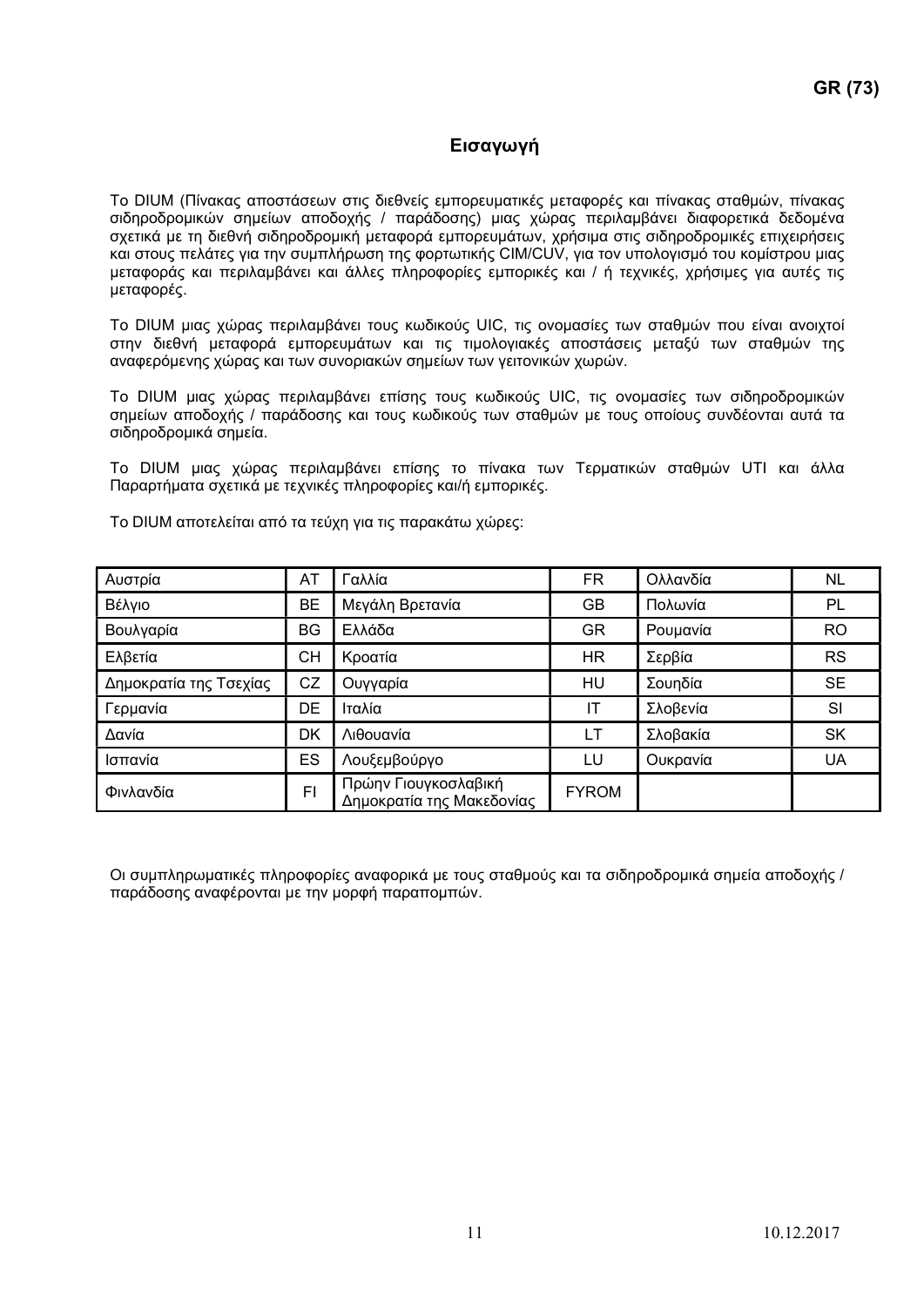# Εισαγωγή

Το DIUM (Πίνακας αποστάσεων στις διεθνείς εμπορευματικές μεταφορές και πίνακας σταθμών, πίνακας σιδηροδρομικών σημείων αποδοχής / παράδοσης) μιας χώρας περιλαμβάνει διαφορετικά δεδομένα σχετικά με τη διεθνή σιδηροδρομική μεταφορά εμπορευμάτων, χρήσιμα στις σιδηροδρομικές επιχειρήσεις και στους πελάτες για την συμπλήρωση της φορτωτικής CIM/CUV, για τον υπολογισμό του κομίστρου μιας μεταφοράς και περιλαμβάνει και άλλες πληροφορίες εμπορικές και / ή τεχνικές, χρήσιμες για αυτές τις μεταφορές.

Το DIUM μιας χώρας περιλαμβάνει τους κωδικούς UIC, τις ονομασίες των σταθμών που είναι ανοιχτοί στην διεθνή μεταφορά εμπορευμάτων και τις τιμολογιακές αποστάσεις μεταξύ των σταθμών της αναφερόμενης χώρας και των συνοριακών σημείων των γειτονικών χωρών.

Το DIUM μιας χώρας περιλαμβάνει επίσης τους κωδικούς UIC, τις ονομασίες των σιδηροδρομικών σημείων αποδοχής / παράδοσης και τους κωδικούς των σταθμών με τους οποίους συνδέονται αυτά τα σιδηροδρομικά σημεία.

Το DIUM μιας χώρας περιλαμβάνει επίσης το πίνακα των Τερματικών σταθμών UTI και άλλα Παραρτήματα σχετικά με τεχνικές πληροφορίες και/ή εμπορικές.

Το DIUM αποτελείται από τα τεύχη για τις παρακάτω χώρες:

| | | | | | |
|---|---|---|---|---|---|
| Αυστρία | AT | Γαλλία | FR | Ολλανδία | NL |
| Βέλγιο | BE | Μεγάλη Βρετανία | GB | Πολωνία | PL |
| Βουλγαρία | BG | Ελλάδα | GR | Ρουμανία | RO |
| Ελβετία | CH | Κροατία | HR | Σερβία | RS |
| Δημοκρατία της Τσεχίας | CZ | Ουγγαρία | HU | Σουηδία | SE |
| Γερμανία | DE | Ιταλία | IT | Σλοβενία | SI |
| Δανία | DK | Λιθουανία | LT | Σλοβακία | SK |
| Ισπανία | ES | Λουξεμβούργο | LU | Ουκρανία | UA |
| Φινλανδία | FI | Πρώην Γιουγκοσλαβική Δημοκρατία της Μακεδονίας | FYROM | | |

Οι συμπληρωματικές πληροφορίες αναφορικά με τους σταθμούς και τα σιδηροδρομικά σημεία αποδοχής / παράδοσης αναφέρονται με την μορφή παραπομπών.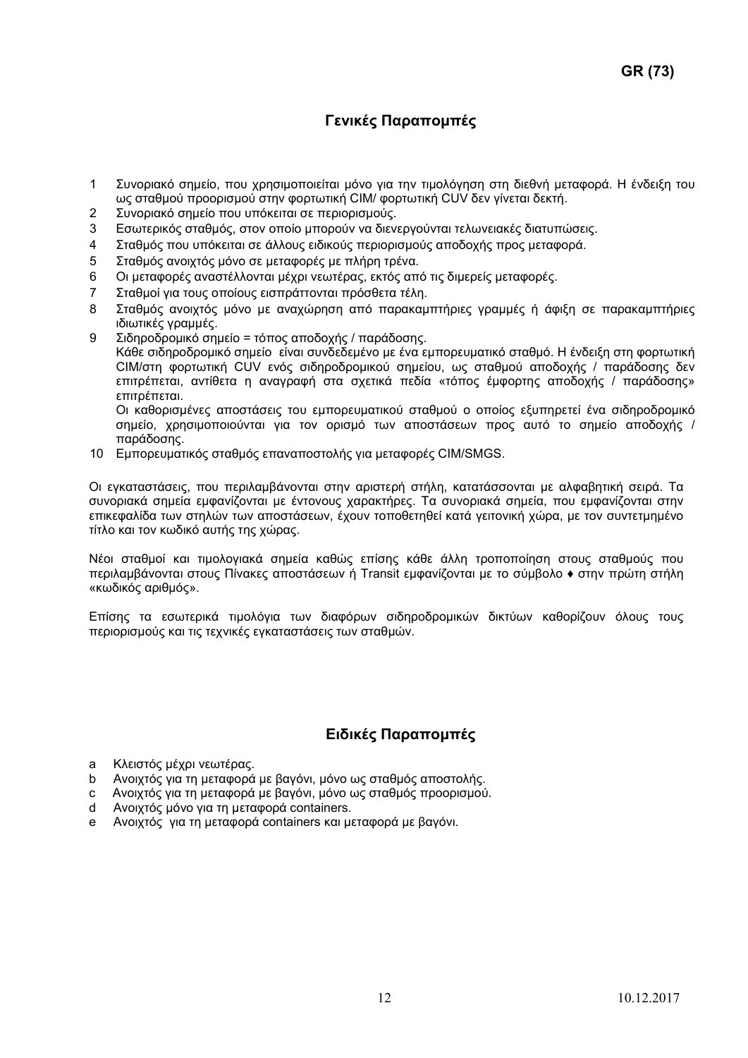**GR (73)**

## Γενικές Παραπομπές

1. Συνοριακό σημείο, που χρησιμοποιείται μόνο για την τιμολόγηση στη διεθνή μεταφορά. Η ένδειξη του ως σταθμού προορισμού στην φορτωτική CIM/ φορτωτική CUV δεν γίνεται δεκτή.
2. Συνοριακό σημείο που υπόκειται σε περιορισμούς.
3. Εσωτερικός σταθμός, στον οποίο μπορούν να διενεργούνται τελωνειακές διατυπώσεις.
4. Σταθμός που υπόκειται σε άλλους ειδικούς περιορισμούς αποδοχής προς μεταφορά.
5. Σταθμός ανοιχτός μόνο σε μεταφορές με πλήρη τρένα.
6. Οι μεταφορές αναστέλλονται μέχρι νεωτέρας, εκτός από τις διμερείς μεταφορές.
7. Σταθμοί για τους οποίους εισπράττονται πρόσθετα τέλη.
8. Σταθμός ανοιχτός μόνο με αναχώρηση από παρακαμπτήριες γραμμές ή άφιξη σε παρακαμπτήριες ιδιωτικές γραμμές.
9. Σιδηροδρομικό σημείο = τόπος αποδοχής / παράδοσης.
   Κάθε σιδηροδρομικό σημείο είναι συνδεδεμένο με ένα εμπορευματικό σταθμό. Η ένδειξη στη φορτωτική CIM/στη φορτωτική CUV ενός σιδηροδρομικού σημείου, ως σταθμού αποδοχής / παράδοσης δεν επιτρέπεται, αντίθετα η αναγραφή στα σχετικά πεδία «τόπος έμφορτης αποδοχής / παράδοσης» επιτρέπεται.
   Οι καθορισμένες αποστάσεις του εμπορευματικού σταθμού ο οποίος εξυπηρετεί ένα σιδηροδρομικό σημείο, χρησιμοποιούνται για τον ορισμό των αποστάσεων προς αυτό το σημείο αποδοχής / παράδοσης.
10. Εμπορευματικός σταθμός επαναποστολής για μεταφορές CIM/SMGS.

Οι εγκαταστάσεις, που περιλαμβάνονται στην αριστερή στήλη, κατατάσσονται με αλφαβητική σειρά. Τα συνοριακά σημεία εμφανίζονται με έντονους χαρακτήρες. Τα συνοριακά σημεία, που εμφανίζονται στην επικεφαλίδα των στηλών των αποστάσεων, έχουν τοποθετηθεί κατά γειτονική χώρα, με τον συντετμημένο τίτλο και τον κωδικό αυτής της χώρας.

Νέοι σταθμοί και τιμολογιακά σημεία καθώς επίσης κάθε άλλη τροποποίηση στους σταθμούς που περιλαμβάνονται στους Πίνακες αποστάσεων ή Transit εμφανίζονται με το σύμβολο ♦ στην πρώτη στήλη «κωδικός αριθμός».

Επίσης τα εσωτερικά τιμολόγια των διαφόρων σιδηροδρομικών δικτύων καθορίζουν όλους τους περιορισμούς και τις τεχνικές εγκαταστάσεις των σταθμών.

## Ειδικές Παραπομπές

- a Κλειστός μέχρι νεωτέρας.
- b Ανοιχτός για τη μεταφορά με βαγόνι, μόνο ως σταθμός αποστολής.
- c Ανοιχτός για τη μεταφορά με βαγόνι, μόνο ως σταθμός προορισμού.
- d Ανοιχτός μόνο για τη μεταφορά containers.
- e Ανοιχτός για τη μεταφορά containers και μεταφορά με βαγόνι.

10.12.2017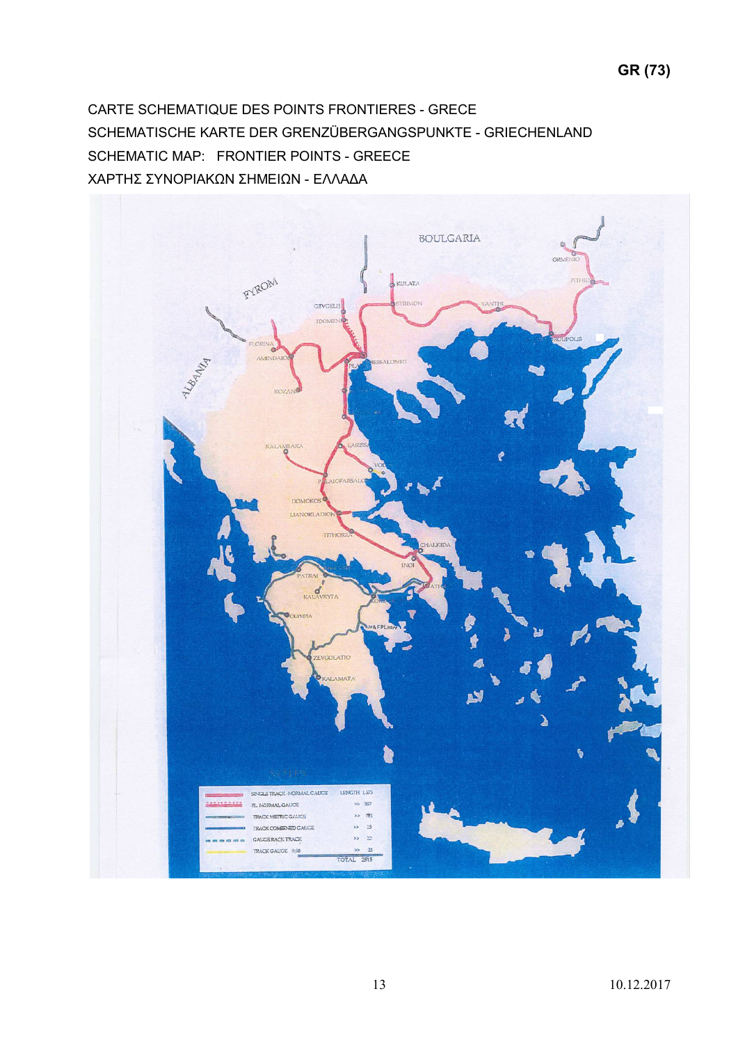CARTE SCHEMATIQUE DES POINTS FRONTIERES - GRECE

SCHEMATISCHE KARTE DER GRENZÜBERGANGSPUNKTE - GRIECHENLAND

SCHEMATIC MAP: FRONTIER POINTS - GREECE

ΧΑΡΤΗΣ ΣΥΝΟΡΙΑΚΩΝ ΣΗΜΕΙΩΝ - ΕΛΛΑΔΑ

| | | LENGTH |
|---|---|---|
| | SINGLE TRACK -NORMAL GAUGE | 1,573 |
| | EL. NORMAL GAUGE | >> 387 |
| | TRACK METRIC GAUGE | >> 781 |
| | TRACK COMBINED GAUGE | >> 29 |
| | GAUGE RACK TRACK | >> 22 |
| | TRACK GAUGE 0,60 | >> 23 |
| | | TOTAL 2815 |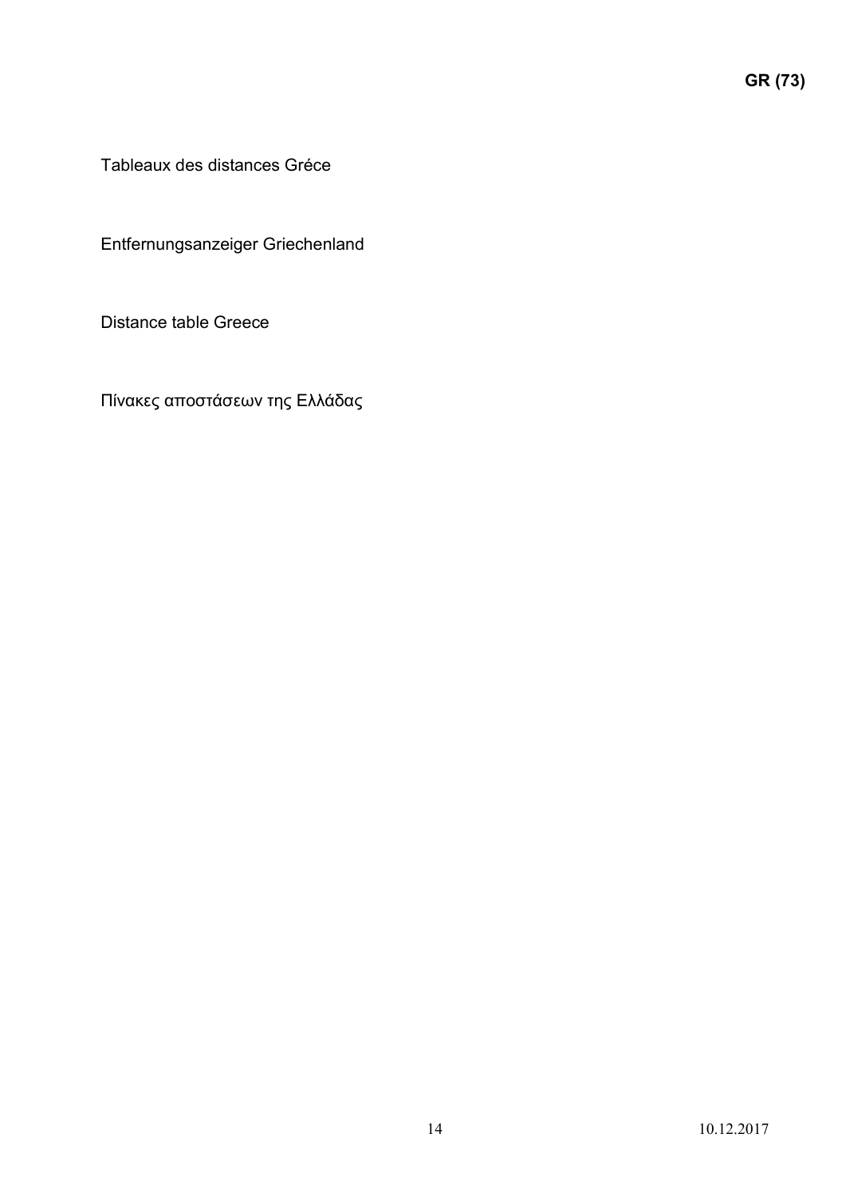**GR (73)**

Tableaux des distances Gréce

Entfernungsanzeiger Griechenland

Distance table Greece

Πίνακες αποστάσεων της Ελλάδας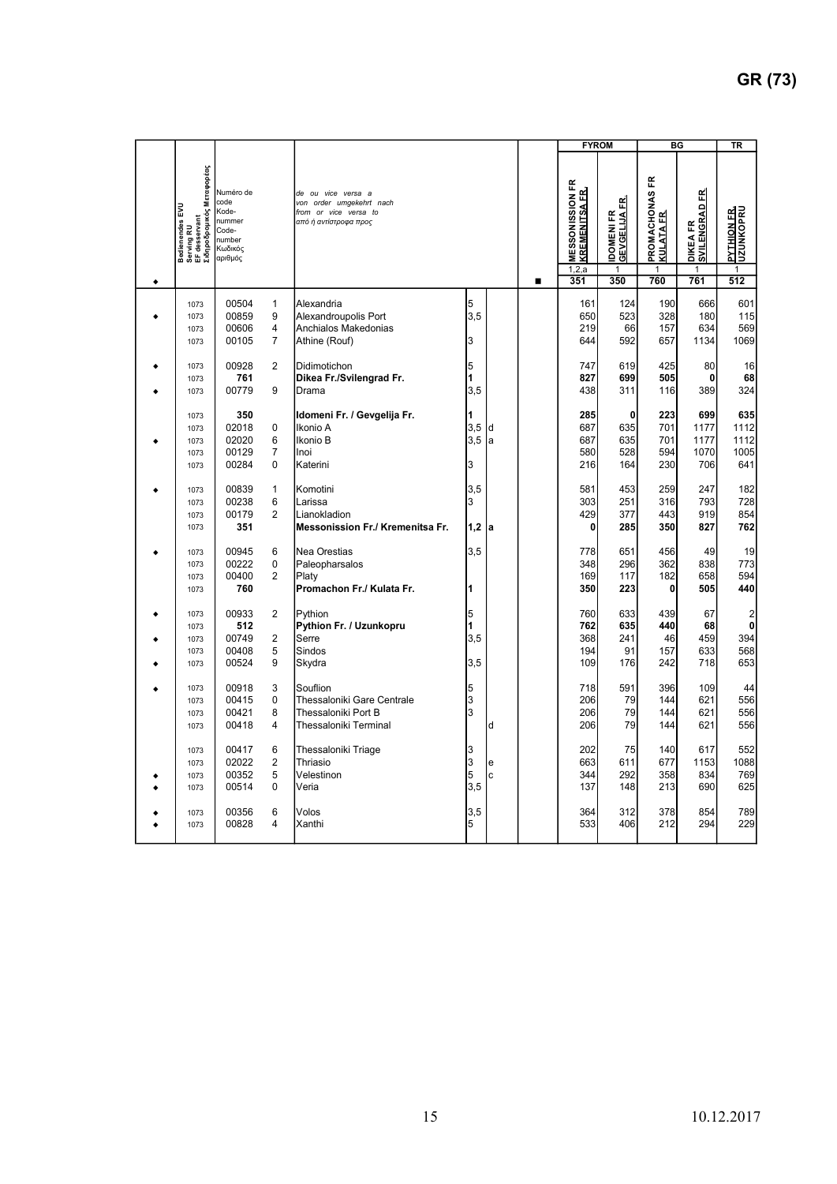GR (73)

| ◆ | Bedienendes EVU / Serving RU / EF desservant / Σιδηροδρομικός Μεταφορέας | Numéro de code / Kode-nummer / Code-number / Κωδικός αριθμός | | de ou vice versa a / von order umgekehrt nach / from or vice versa to / από ή αντίστροφα προς | | | | ■ | FYROM | | BG | | TR |
|---|---|---|---|---|---|---|---|---|---|---|---|---|---|
| | | | | | | | | | MESSONISSION FR KREMENITSA FR. | IDOMENI FR GEVGELIJA FR | PROMACHONAS FR KULATA FR | DIKEA FR SVILENGRAD FR | PYTHION FR UZUNKOPRU |
| | | | | | | | | | 1,2,a | 1 | 1 | 1 | 1 |
| | | | | | | | | | **351** | **350** | **760** | **761** | **512** |
| | 1073 | 00504 | 1 | Alexandria | 5 | | | | 161 | 124 | 190 | 666 | 601 |
| ◆ | 1073 | 00859 | 9 | Alexandroupolis Port | 3,5 | | | | 650 | 523 | 328 | 180 | 115 |
| | 1073 | 00606 | 4 | Anchialos Makedonias | | | | | 219 | 66 | 157 | 634 | 569 |
| | 1073 | 00105 | 7 | Athine (Rouf) | 3 | | | | 644 | 592 | 657 | 1134 | 1069 |
| ◆ | 1073 | 00928 | 2 | Didimotichon | 5 | | | | 747 | 619 | 425 | 80 | 16 |
| | 1073 | **761** | | **Dikea Fr./Svilengrad Fr.** | **1** | | | | **827** | **699** | **505** | **0** | **68** |
| ◆ | 1073 | 00779 | 9 | Drama | 3,5 | | | | 438 | 311 | 116 | 389 | 324 |
| | 1073 | **350** | | **Idomeni Fr. / Gevgelija Fr.** | **1** | | | | **285** | **0** | **223** | **699** | **635** |
| | 1073 | 02018 | 0 | Ikonio A | 3,5 | d | | | 687 | 635 | 701 | 1177 | 1112 |
| ◆ | 1073 | 02020 | 6 | Ikonio B | 3,5 | a | | | 687 | 635 | 701 | 1177 | 1112 |
| | 1073 | 00129 | 7 | Inoi | | | | | 580 | 528 | 594 | 1070 | 1005 |
| | 1073 | 00284 | 0 | Katerini | 3 | | | | 216 | 164 | 230 | 706 | 641 |
| ◆ | 1073 | 00839 | 1 | Komotini | 3,5 | | | | 581 | 453 | 259 | 247 | 182 |
| | 1073 | 00238 | 6 | Larissa | 3 | | | | 303 | 251 | 316 | 793 | 728 |
| | 1073 | 00179 | 2 | Lianokladion | | | | | 429 | 377 | 443 | 919 | 854 |
| | 1073 | **351** | | **Messonission Fr./ Kremenitsa Fr.** | **1,2** | **a** | | | **0** | **285** | **350** | **827** | **762** |
| ◆ | 1073 | 00945 | 6 | Nea Orestias | 3,5 | | | | 778 | 651 | 456 | 49 | 19 |
| | 1073 | 00222 | 0 | Paleopharsalos | | | | | 348 | 296 | 362 | 838 | 773 |
| | 1073 | 00400 | 2 | Platy | | | | | 169 | 117 | 182 | 658 | 594 |
| | 1073 | **760** | | **Promachon Fr./ Kulata Fr.** | **1** | | | | **350** | **223** | **0** | **505** | **440** |
| ◆ | 1073 | 00933 | 2 | Pythion | 5 | | | | 760 | 633 | 439 | 67 | 2 |
| | 1073 | **512** | | **Pythion Fr. / Uzunkopru** | **1** | | | | **762** | **635** | **440** | **68** | **0** |
| ◆ | 1073 | 00749 | 2 | Serre | 3,5 | | | | 368 | 241 | 46 | 459 | 394 |
| | 1073 | 00408 | 5 | Sindos | | | | | 194 | 91 | 157 | 633 | 568 |
| ◆ | 1073 | 00524 | 9 | Skydra | 3,5 | | | | 109 | 176 | 242 | 718 | 653 |
| ◆ | 1073 | 00918 | 3 | Souflion | 5 | | | | 718 | 591 | 396 | 109 | 44 |
| | 1073 | 00415 | 0 | Thessaloniki Gare Centrale | 3 | | | | 206 | 79 | 144 | 621 | 556 |
| | 1073 | 00421 | 8 | Thessaloniki Port B | 3 | | | | 206 | 79 | 144 | 621 | 556 |
| | 1073 | 00418 | 4 | Thessaloniki Terminal | | d | | | 206 | 79 | 144 | 621 | 556 |
| | 1073 | 00417 | 6 | Thessaloniki Triage | 3 | | | | 202 | 75 | 140 | 617 | 552 |
| | 1073 | 02022 | 2 | Thriasio | 3 | e | | | 663 | 611 | 677 | 1153 | 1088 |
| ◆ | 1073 | 00352 | 5 | Velestinon | 5 | c | | | 344 | 292 | 358 | 834 | 769 |
| ◆ | 1073 | 00514 | 0 | Veria | 3,5 | | | | 137 | 148 | 213 | 690 | 625 |
| ◆ | 1073 | 00356 | 6 | Volos | 3,5 | | | | 364 | 312 | 378 | 854 | 789 |
| ◆ | 1073 | 00828 | 4 | Xanthi | 5 | | | | 533 | 406 | 212 | 294 | 229 |

10.12.2017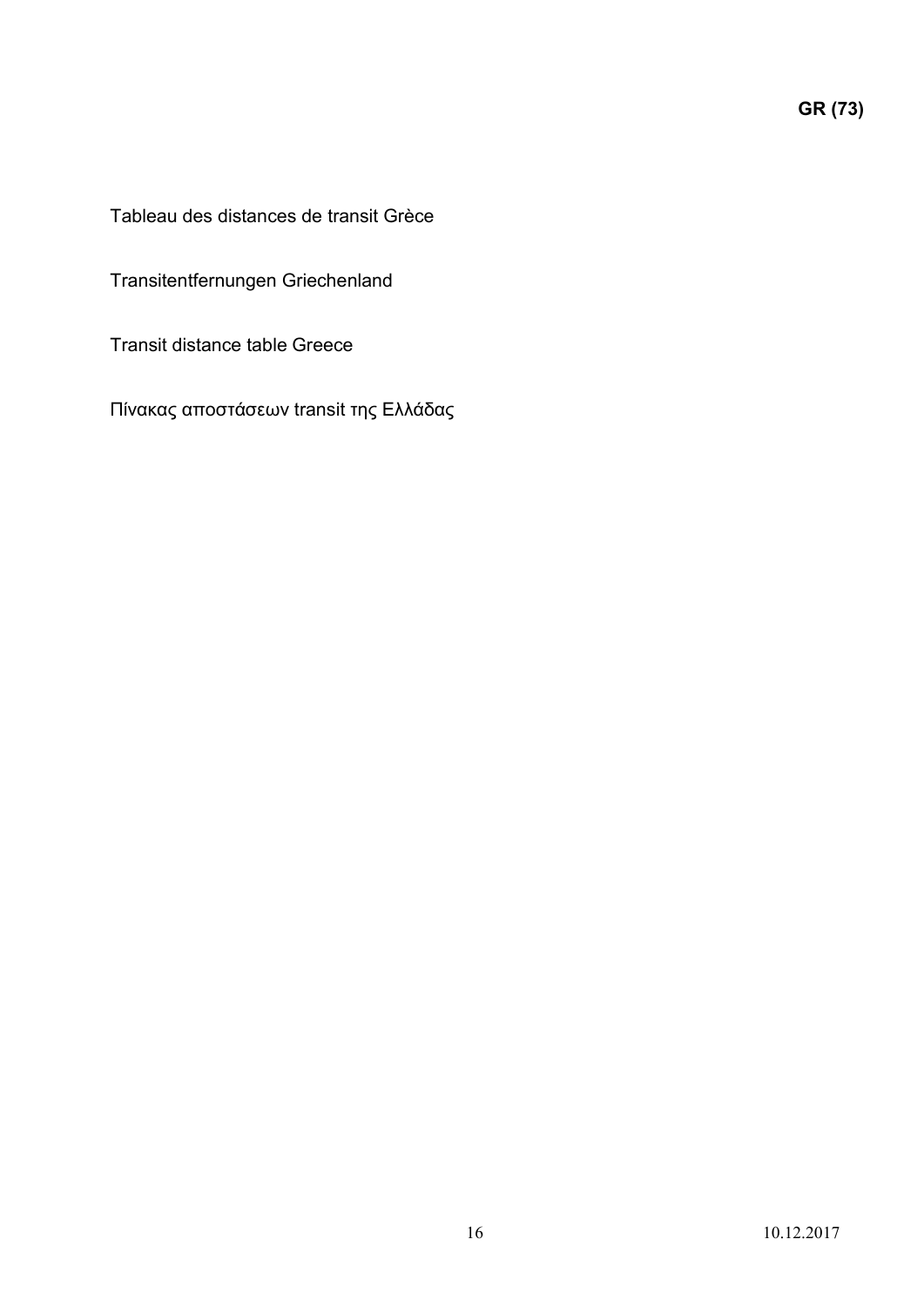**GR (73)**

Tableau des distances de transit Grèce

Transitentfernungen Griechenland

Transit distance table Greece

Πίνακας αποστάσεων transit της Ελλάδας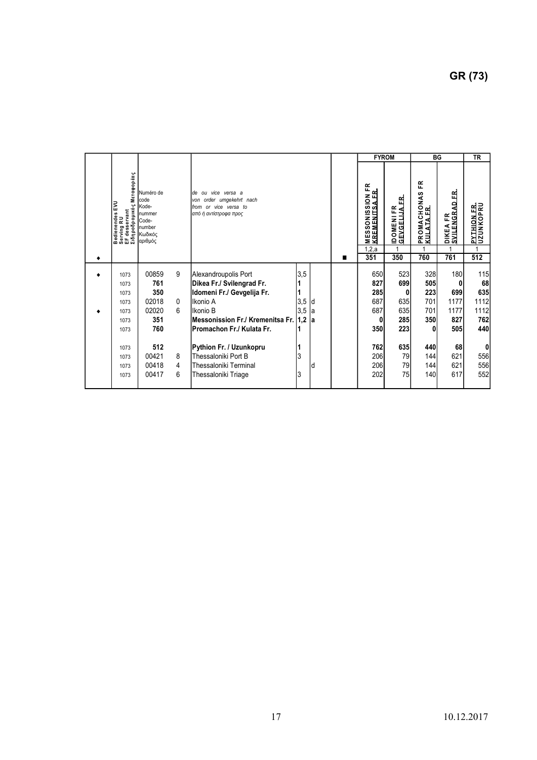# GR (73)

| ♦ | Bedienendes EVU Serving RU EF desservant Σιδηροδρομικός Μεταφορέας | Numéro de code Kode-nummer Code-number Κωδικός αριθμός | | de ou vice versa a von order umgekehrt nach from or vice versa to από ή αντίστροφα προς | | | ■ | FYROM | | BG | | TR |
|---|---|---|---|---|---|---|---|---|---|---|---|---|
| | | | | | | | | MESSONISSION FR KREMENITSA FR. | IDOMENI FR GEVGELIJA FR. | PROMACHONAS FR KULATA FR. | DIKEA FR SVILENGRAD FR. | PYTHION FR. UZUNKOPRU |
| | | | | | | | | 1,2,a | 1 | 1 | 1 | 1 |
| | | | | | | | | 351 | 350 | 760 | 761 | 512 |
| ♦ | 1073 | 00859 | 9 | Alexandroupolis Port | 3,5 | | | 650 | 523 | 328 | 180 | 115 |
| | 1073 | **761** | | **Dikea Fr./ Svilengrad Fr.** | **1** | | | **827** | **699** | **505** | **0** | **68** |
| | 1073 | **350** | | **Idomeni Fr./ Gevgelija Fr.** | **1** | | | **285** | **0** | **223** | **699** | **635** |
| | 1073 | 02018 | 0 | Ikonio A | 3,5 | d | | 687 | 635 | 701 | 1177 | 1112 |
| ♦ | 1073 | 02020 | 6 | Ikonio B | 3,5 | a | | 687 | 635 | 701 | 1177 | 1112 |
| | 1073 | **351** | | **Messonission Fr./ Kremenitsa Fr.** | **1,2** | **a** | | **0** | **285** | **350** | **827** | **762** |
| | 1073 | **760** | | **Promachon Fr./ Kulata Fr.** | **1** | | | **350** | **223** | **0** | **505** | **440** |
| | 1073 | **512** | | **Pythion Fr. / Uzunkopru** | **1** | | | **762** | **635** | **440** | **68** | **0** |
| | 1073 | 00421 | 8 | Thessaloniki Port B | 3 | | | 206 | 79 | 144 | 621 | 556 |
| | 1073 | 00418 | 4 | Thessaloniki Terminal | | d | | 206 | 79 | 144 | 621 | 556 |
| | 1073 | 00417 | 6 | Thessaloniki Triage | 3 | | | 202 | 75 | 140 | 617 | 552 |

10.12.2017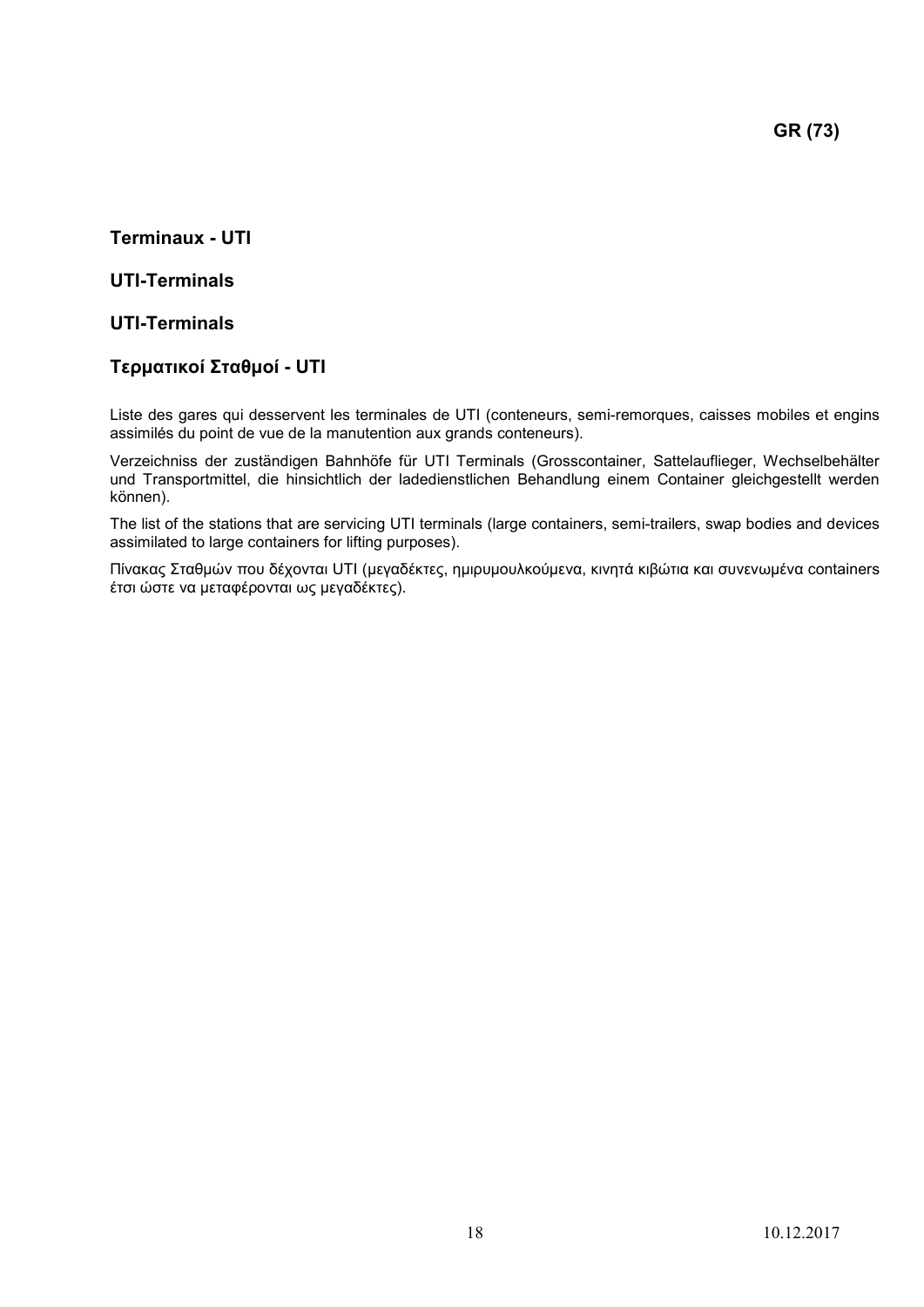GR (73)

## Terminaux - UTI

## UTI-Terminals

## UTI-Terminals

## Τερματικοί Σταθμοί - UTI

Liste des gares qui desservent les terminales de UTI (conteneurs, semi-remorques, caisses mobiles et engins assimilés du point de vue de la manutention aux grands conteneurs).

Verzeichniss der zuständigen Bahnhöfe für UTI Terminals (Grosscontainer, Sattelauflieger, Wechselbehälter und Transportmittel, die hinsichtlich der ladedienstlichen Behandlung einem Container gleichgestellt werden können).

The list of the stations that are servicing UTI terminals (large containers, semi-trailers, swap bodies and devices assimilated to large containers for lifting purposes).

Πίνακας Σταθμών που δέχονται UTI (μεγαδέκτες, ημιρυμουλκούμενα, κινητά κιβώτια και συνενωμένα containers έτσι ώστε να μεταφέρονται ως μεγαδέκτες).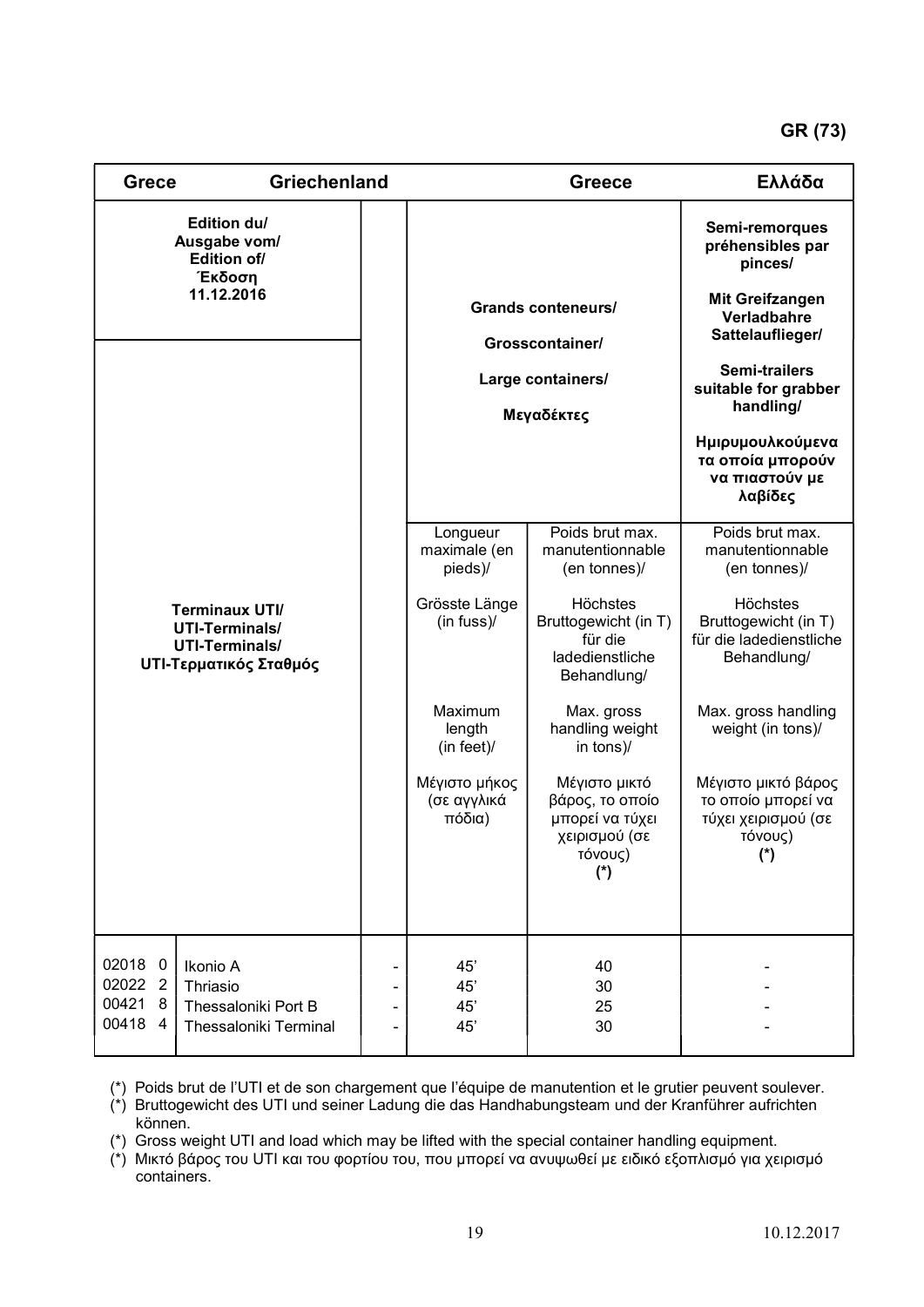GR (73)

| Grece | Griechenland | | Greece | | Ελλάδα |
|---|---|---|---|---|---|
| Edition du/ Ausgabe vom/ Edition of/ Έκδοση 11.12.2016 | | | Grands conteneurs/ Grosscontainer/ Large containers/ Μεγαδέκτες | | Semi-remorques préhensibles par pinces/ Mit Greifzangen Verladbahre Sattelauflieger/ Semi-trailers suitable for grabber handling/ Ημιρυμουλκούμενα τα οποία μπορούν να πιαστούν με λαβίδες |
| Terminaux UTI/ UTI-Terminals/ UTI-Terminals/ UTI-Τερματικός Σταθμός | | | Longueur maximale (en pieds)/ Grösste Länge (in fuss)/ Maximum length (in feet)/ Μέγιστο μήκος (σε αγγλικά πόδια) | Poids brut max. manutentionnable (en tonnes)/ Höchstes Bruttogewicht (in T) für die ladedienstliche Behandlung/ Max. gross handling weight in tons)/ Μέγιστο μικτό βάρος, το οποίο μπορεί να τύχει χειρισμού (σε τόνους) (*) | Poids brut max. manutentionnable (en tonnes)/ Höchstes Bruttogewicht (in T) für die ladedienstliche Behandlung/ Max. gross handling weight (in tons)/ Μέγιστο μικτό βάρος το οποίο μπορεί να τύχει χειρισμού (σε τόνους) (*) |
| 02018 0 | Ikonio A | - | 45' | 40 | - |
| 02022 2 | Thriasio | - | 45' | 30 | - |
| 00421 8 | Thessaloniki Port B | - | 45' | 25 | - |
| 00418 4 | Thessaloniki Terminal | - | 45' | 30 | - |

(*) Poids brut de l'UTI et de son chargement que l'équipe de manutention et le grutier peuvent soulever.
(*) Bruttogewicht des UTI und seiner Ladung die das Handhabungsteam und der Kranführer aufrichten können.
(*) Gross weight UTI and load which may be lifted with the special container handling equipment.
(*) Μικτό βάρος του UTI και του φορτίου του, που μπορεί να ανυψωθεί με ειδικό εξοπλισμό για χειρισμό containers.

10.12.2017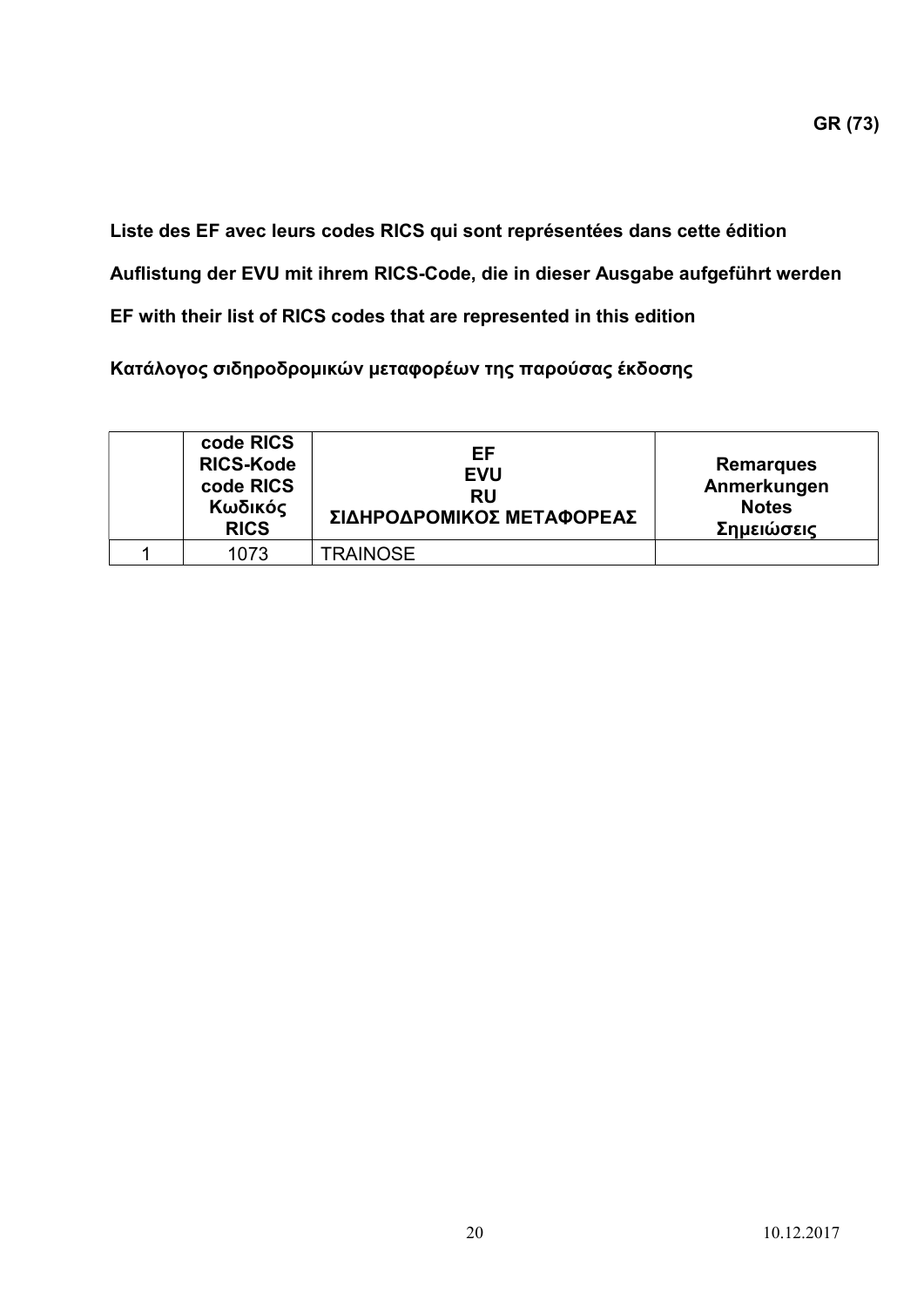**GR (73)**

**Liste des EF avec leurs codes RICS qui sont représentées dans cette édition**

**Auflistung der EVU mit ihrem RICS-Code, die in dieser Ausgabe aufgeführt werden**

**EF with their list of RICS codes that are represented in this edition**

**Κατάλογος σιδηροδρομικών μεταφορέων της παρούσας έκδοσης**

| | code RICS<br>RICS-Kode<br>code RICS<br>Κωδικός RICS | EF<br>EVU<br>RU<br>ΣΙΔΗΡΟΔΡΟΜΙΚΟΣ ΜΕΤΑΦΟΡΕΑΣ | Remarques<br>Anmerkungen<br>Notes<br>Σημειώσεις |
|---|---|---|---|
| 1 | 1073 | TRAINOSE | |

10.12.2017